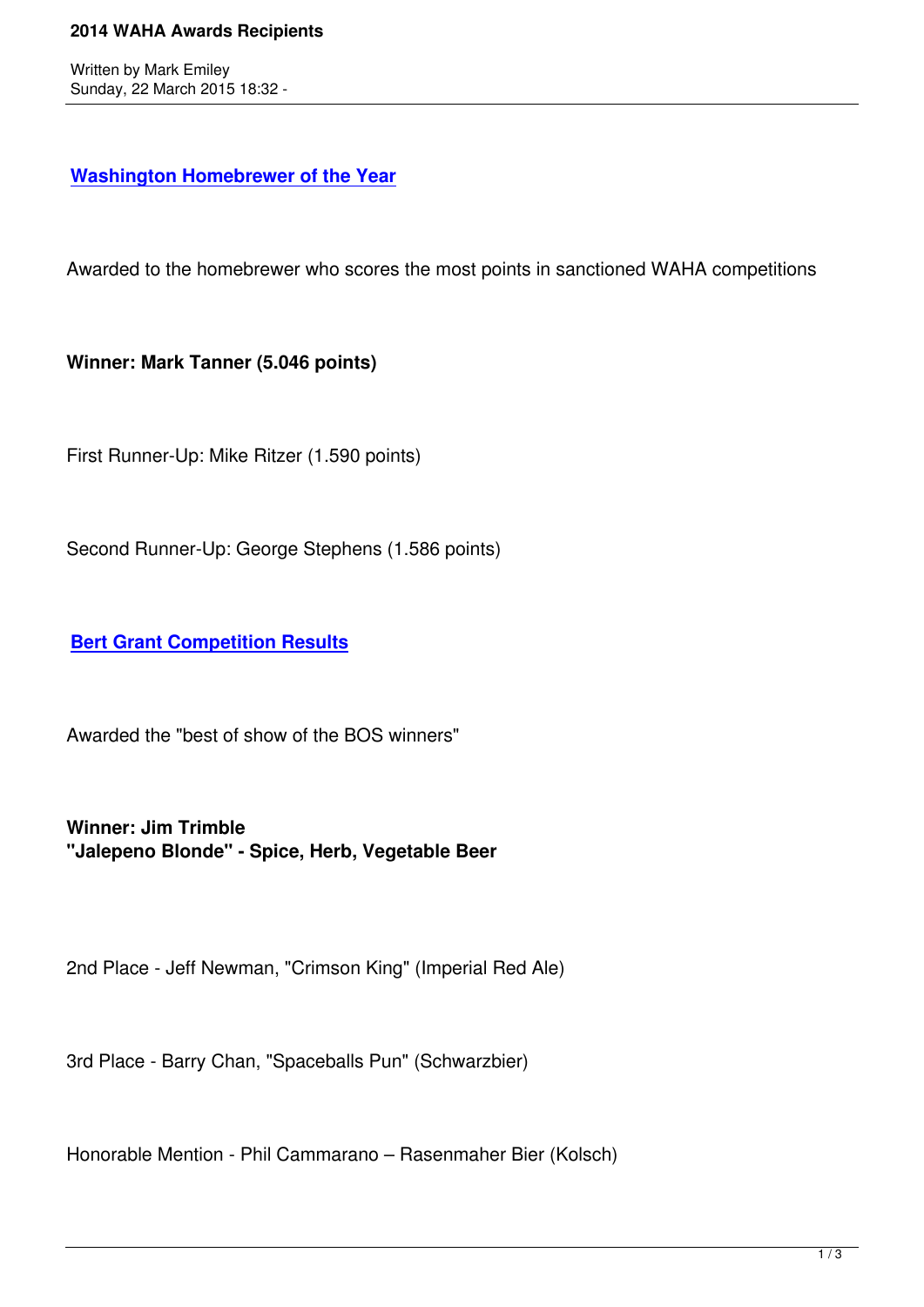# 2014 WAHA Awards Recipients

Written by Mark Emiley
Sunday, 22 March 2015 18:32 -

## Washington Homebrewer of the Year

Awarded to the homebrewer who scores the most points in sanctioned WAHA competitions

**Winner: Mark Tanner (5.046 points)**

First Runner-Up: Mike Ritzer (1.590 points)

Second Runner-Up: George Stephens (1.586 points)

## Bert Grant Competition Results

Awarded the "best of show of the BOS winners"

**Winner: Jim Trimble**
**"Jalepeno Blonde" - Spice, Herb, Vegetable Beer**

2nd Place - Jeff Newman, "Crimson King" (Imperial Red Ale)

3rd Place - Barry Chan, "Spaceballs Pun" (Schwarzbier)

Honorable Mention - Phil Cammarano – Rasenmaher Bier (Kolsch)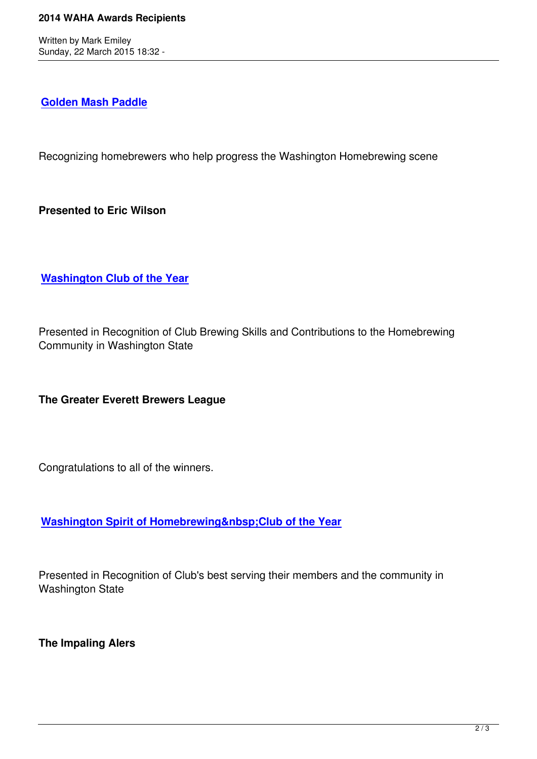### Golden Mash Paddle

Recognizing homebrewers who help progress the Washington Homebrewing scene

**Presented to Eric Wilson**

### Washington Club of the Year

Presented in Recognition of Club Brewing Skills and Contributions to the Homebrewing Community in Washington State

**The Greater Everett Brewers League**

Congratulations to all of the winners.

### Washington Spirit of Homebrewing&nbsp;Club of the Year

Presented in Recognition of Club's best serving their members and the community in Washington State

**The Impaling Alers**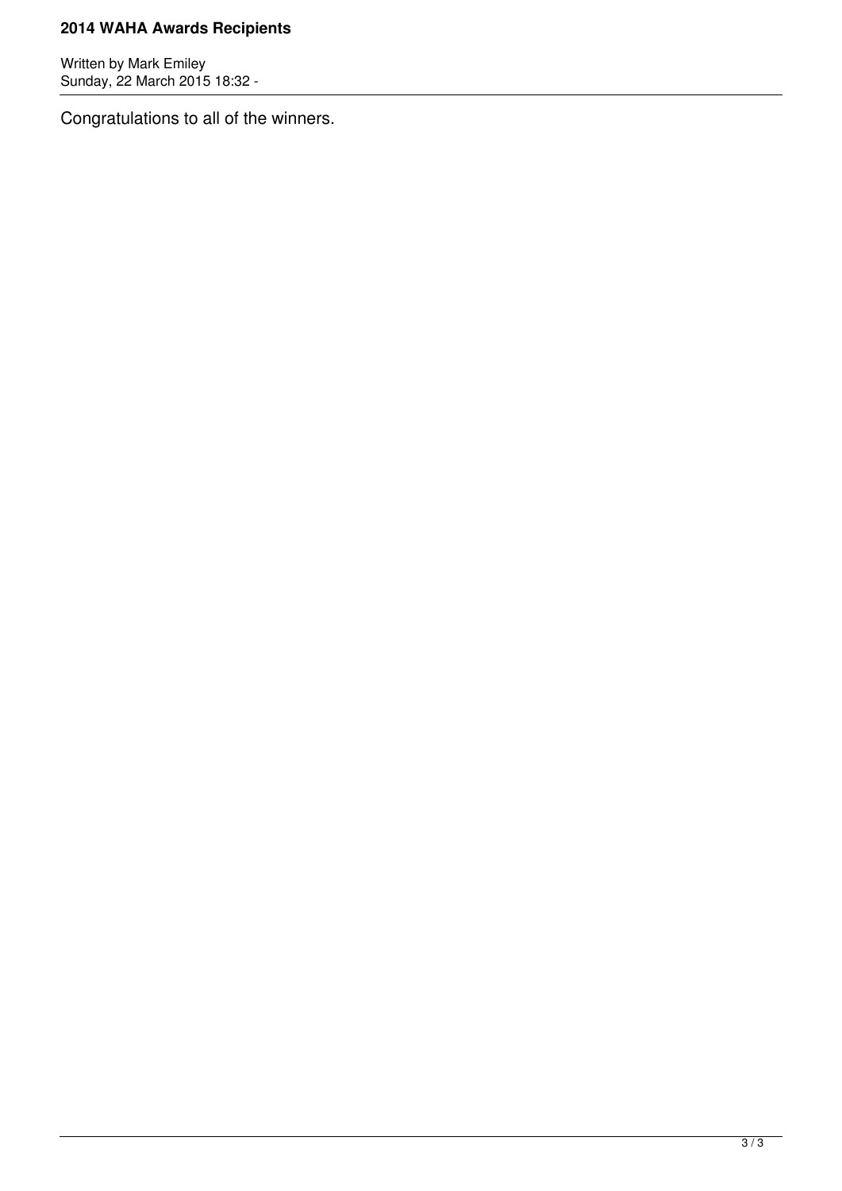Congratulations to all of the winners.